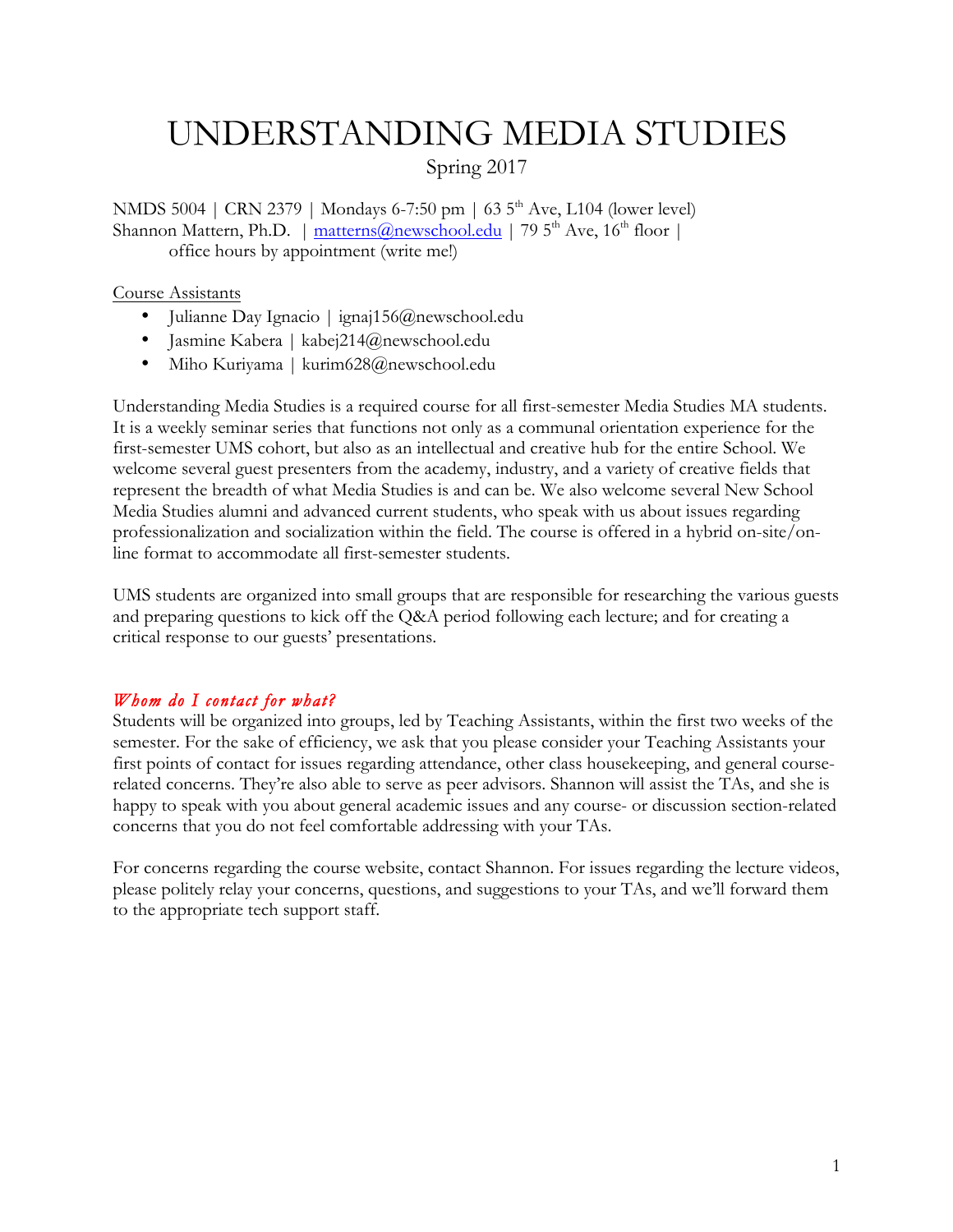# UNDERSTANDING MEDIA STUDIES

Spring 2017

NMDS 5004 | CRN 2379 | Mondays 6-7:50 pm | 63 5th Ave, L104 (lower level)
Shannon Mattern, Ph.D. | matterns@newschool.edu | 79 5th Ave, 16th floor | office hours by appointment (write me!)

Course Assistants

- Julianne Day Ignacio | ignaj156@newschool.edu
- Jasmine Kabera | kabej214@newschool.edu
- Miho Kuriyama | kurim628@newschool.edu

Understanding Media Studies is a required course for all first-semester Media Studies MA students. It is a weekly seminar series that functions not only as a communal orientation experience for the first-semester UMS cohort, but also as an intellectual and creative hub for the entire School. We welcome several guest presenters from the academy, industry, and a variety of creative fields that represent the breadth of what Media Studies is and can be. We also welcome several New School Media Studies alumni and advanced current students, who speak with us about issues regarding professionalization and socialization within the field. The course is offered in a hybrid on-site/on-line format to accommodate all first-semester students.

UMS students are organized into small groups that are responsible for researching the various guests and preparing questions to kick off the Q&A period following each lecture; and for creating a critical response to our guests' presentations.

### *Whom do I contact for what?*

Students will be organized into groups, led by Teaching Assistants, within the first two weeks of the semester. For the sake of efficiency, we ask that you please consider your Teaching Assistants your first points of contact for issues regarding attendance, other class housekeeping, and general course-related concerns. They're also able to serve as peer advisors. Shannon will assist the TAs, and she is happy to speak with you about general academic issues and any course- or discussion section-related concerns that you do not feel comfortable addressing with your TAs.

For concerns regarding the course website, contact Shannon. For issues regarding the lecture videos, please politely relay your concerns, questions, and suggestions to your TAs, and we'll forward them to the appropriate tech support staff.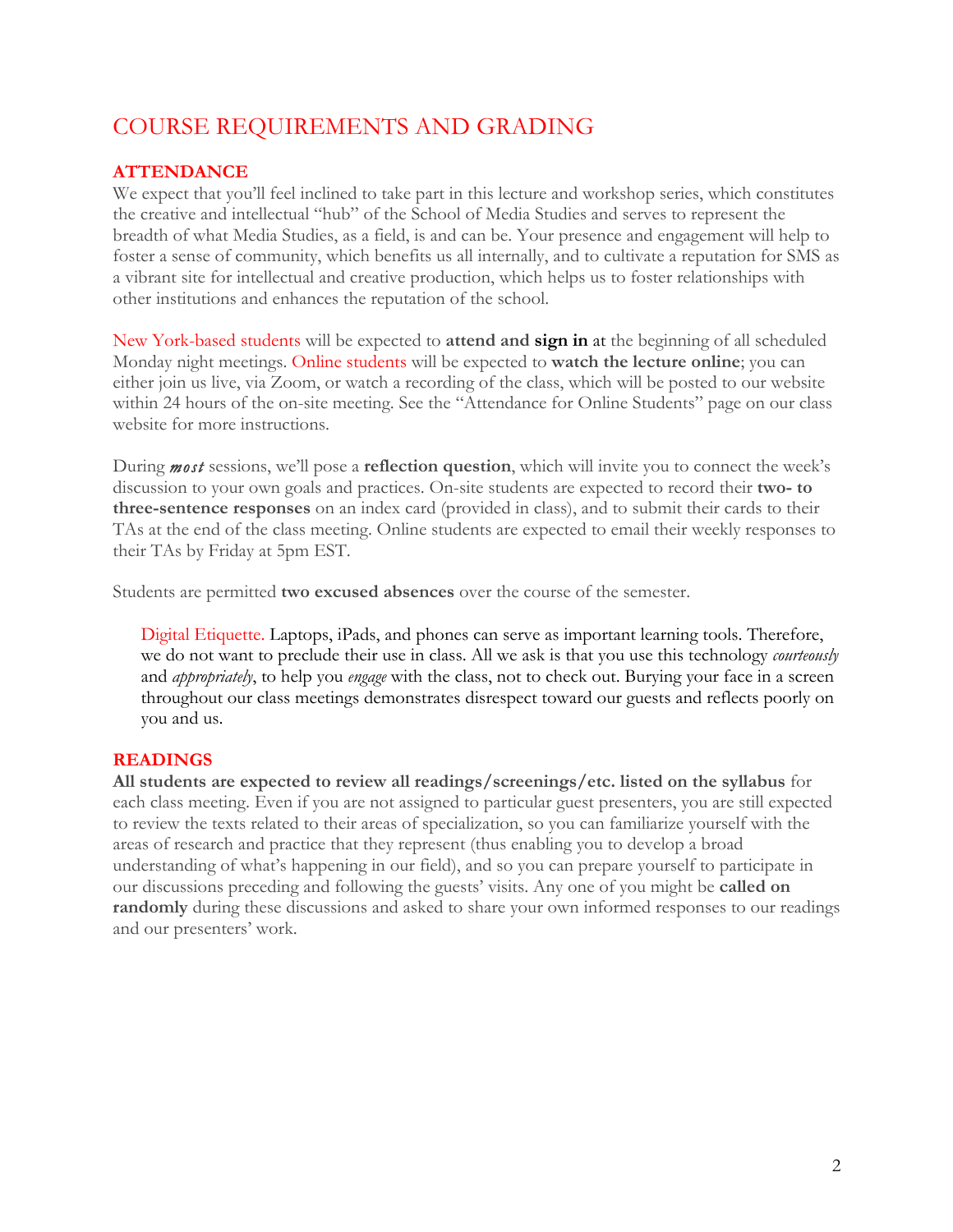# COURSE REQUIREMENTS AND GRADING

## ATTENDANCE

We expect that you'll feel inclined to take part in this lecture and workshop series, which constitutes the creative and intellectual "hub" of the School of Media Studies and serves to represent the breadth of what Media Studies, as a field, is and can be. Your presence and engagement will help to foster a sense of community, which benefits us all internally, and to cultivate a reputation for SMS as a vibrant site for intellectual and creative production, which helps us to foster relationships with other institutions and enhances the reputation of the school.

New York-based students will be expected to **attend and sign in** at the beginning of all scheduled Monday night meetings. Online students will be expected to **watch the lecture online**; you can either join us live, via Zoom, or watch a recording of the class, which will be posted to our website within 24 hours of the on-site meeting. See the "Attendance for Online Students" page on our class website for more instructions.

During ***most*** sessions, we'll pose a **reflection question**, which will invite you to connect the week's discussion to your own goals and practices. On-site students are expected to record their **two- to three-sentence responses** on an index card (provided in class), and to submit their cards to their TAs at the end of the class meeting. Online students are expected to email their weekly responses to their TAs by Friday at 5pm EST.

Students are permitted **two excused absences** over the course of the semester.

> Digital Etiquette. Laptops, iPads, and phones can serve as important learning tools. Therefore, we do not want to preclude their use in class. All we ask is that you use this technology *courteously* and *appropriately*, to help you *engage* with the class, not to check out. Burying your face in a screen throughout our class meetings demonstrates disrespect toward our guests and reflects poorly on you and us.

## READINGS

**All students are expected to review all readings/screenings/etc. listed on the syllabus** for each class meeting. Even if you are not assigned to particular guest presenters, you are still expected to review the texts related to their areas of specialization, so you can familiarize yourself with the areas of research and practice that they represent (thus enabling you to develop a broad understanding of what's happening in our field), and so you can prepare yourself to participate in our discussions preceding and following the guests' visits. Any one of you might be **called on randomly** during these discussions and asked to share your own informed responses to our readings and our presenters' work.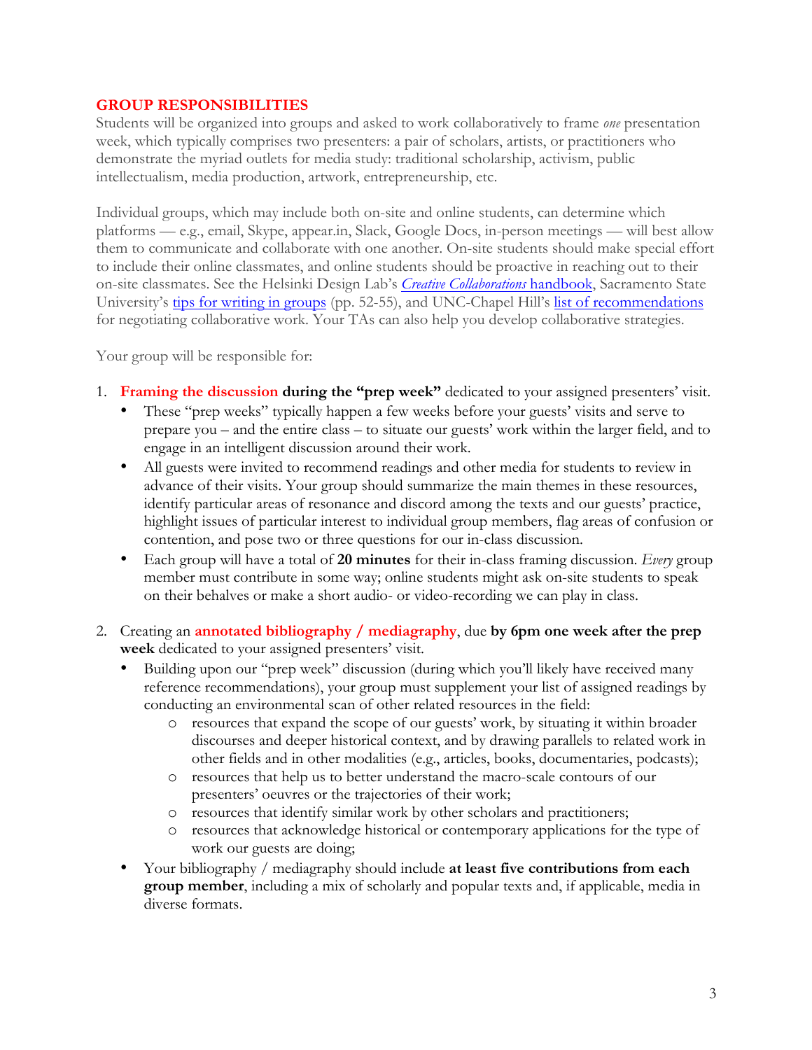## GROUP RESPONSIBILITIES

Students will be organized into groups and asked to work collaboratively to frame *one* presentation week, which typically comprises two presenters: a pair of scholars, artists, or practitioners who demonstrate the myriad outlets for media study: traditional scholarship, activism, public intellectualism, media production, artwork, entrepreneurship, etc.

Individual groups, which may include both on-site and online students, can determine which platforms — e.g., email, Skype, appear.in, Slack, Google Docs, in-person meetings — will best allow them to communicate and collaborate with one another. On-site students should make special effort to include their online classmates, and online students should be proactive in reaching out to their on-site classmates. See the Helsinki Design Lab's *Creative Collaborations* handbook, Sacramento State University's tips for writing in groups (pp. 52-55), and UNC-Chapel Hill's list of recommendations for negotiating collaborative work. Your TAs can also help you develop collaborative strategies.

Your group will be responsible for:

1. **Framing the discussion during the "prep week"** dedicated to your assigned presenters' visit.
   - These "prep weeks" typically happen a few weeks before your guests' visits and serve to prepare you – and the entire class – to situate our guests' work within the larger field, and to engage in an intelligent discussion around their work.
   - All guests were invited to recommend readings and other media for students to review in advance of their visits. Your group should summarize the main themes in these resources, identify particular areas of resonance and discord among the texts and our guests' practice, highlight issues of particular interest to individual group members, flag areas of confusion or contention, and pose two or three questions for our in-class discussion.
   - Each group will have a total of **20 minutes** for their in-class framing discussion. *Every* group member must contribute in some way; online students might ask on-site students to speak on their behalves or make a short audio- or video-recording we can play in class.

2. Creating an **annotated bibliography / mediagraphy**, due **by 6pm one week after the prep week** dedicated to your assigned presenters' visit.
   - Building upon our "prep week" discussion (during which you'll likely have received many reference recommendations), your group must supplement your list of assigned readings by conducting an environmental scan of other related resources in the field:
     - resources that expand the scope of our guests' work, by situating it within broader discourses and deeper historical context, and by drawing parallels to related work in other fields and in other modalities (e.g., articles, books, documentaries, podcasts);
     - resources that help us to better understand the macro-scale contours of our presenters' oeuvres or the trajectories of their work;
     - resources that identify similar work by other scholars and practitioners;
     - resources that acknowledge historical or contemporary applications for the type of work our guests are doing;
   - Your bibliography / mediagraphy should include **at least five contributions from each group member**, including a mix of scholarly and popular texts and, if applicable, media in diverse formats.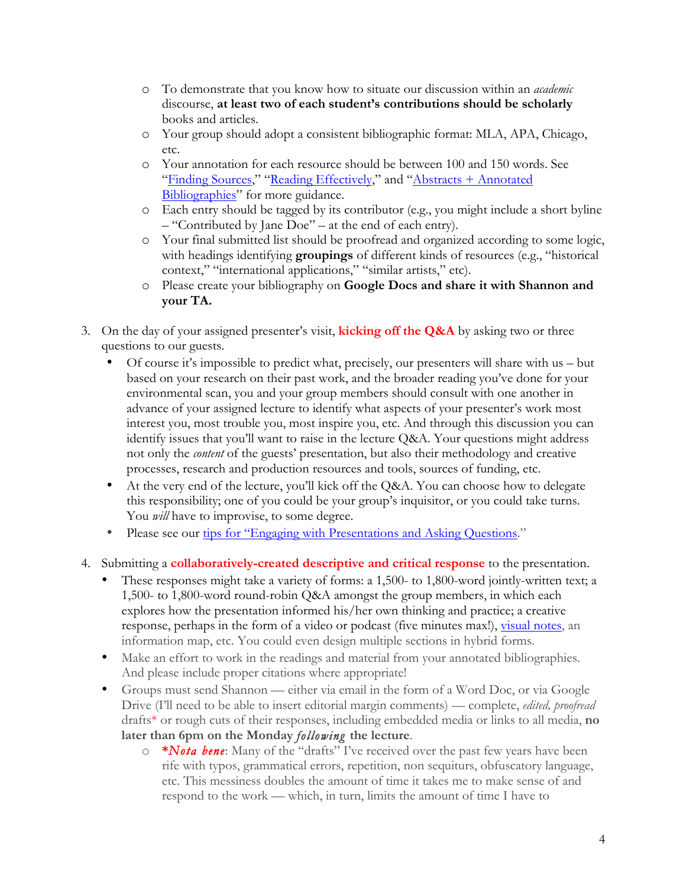- To demonstrate that you know how to situate our discussion within an *academic* discourse, **at least two of each student's contributions should be scholarly** books and articles.
- Your group should adopt a consistent bibliographic format: MLA, APA, Chicago, etc.
- Your annotation for each resource should be between 100 and 150 words. See "Finding Sources," "Reading Effectively," and "Abstracts + Annotated Bibliographies" for more guidance.
- Each entry should be tagged by its contributor (e.g., you might include a short byline – "Contributed by Jane Doe" – at the end of each entry).
- Your final submitted list should be proofread and organized according to some logic, with headings identifying **groupings** of different kinds of resources (e.g., "historical context," "international applications," "similar artists," etc).
- Please create your bibliography on **Google Docs and share it with Shannon and your TA.**

3. On the day of your assigned presenter's visit, **kicking off the Q&A** by asking two or three questions to our guests.
   - Of course it's impossible to predict what, precisely, our presenters will share with us – but based on your research on their past work, and the broader reading you've done for your environmental scan, you and your group members should consult with one another in advance of your assigned lecture to identify what aspects of your presenter's work most interest you, most trouble you, most inspire you, etc. And through this discussion you can identify issues that you'll want to raise in the lecture Q&A. Your questions might address not only the *content* of the guests' presentation, but also their methodology and creative processes, research and production resources and tools, sources of funding, etc.
   - At the very end of the lecture, you'll kick off the Q&A. You can choose how to delegate this responsibility; one of you could be your group's inquisitor, or you could take turns. You *will* have to improvise, to some degree.
   - Please see our tips for "Engaging with Presentations and Asking Questions."

4. Submitting a **collaboratively-created descriptive and critical response** to the presentation.
   - These responses might take a variety of forms: a 1,500- to 1,800-word jointly-written text; a 1,500- to 1,800-word round-robin Q&A amongst the group members, in which each explores how the presentation informed his/her own thinking and practice; a creative response, perhaps in the form of a video or podcast (five minutes max!), visual notes, an information map, etc. You could even design multiple sections in hybrid forms.
   - Make an effort to work in the readings and material from your annotated bibliographies. And please include proper citations where appropriate!
   - Groups must send Shannon — either via email in the form of a Word Doc, or via Google Drive (I'll need to be able to insert editorial margin comments) — complete, *edited, proofread* drafts* or rough cuts of their responses, including embedded media or links to all media, **no later than 6pm on the Monday *following* the lecture**.
     - ****Nota bene***: Many of the "drafts" I've received over the past few years have been rife with typos, grammatical errors, repetition, non sequiturs, obfuscatory language, etc. This messiness doubles the amount of time it takes me to make sense of and respond to the work — which, in turn, limits the amount of time I have to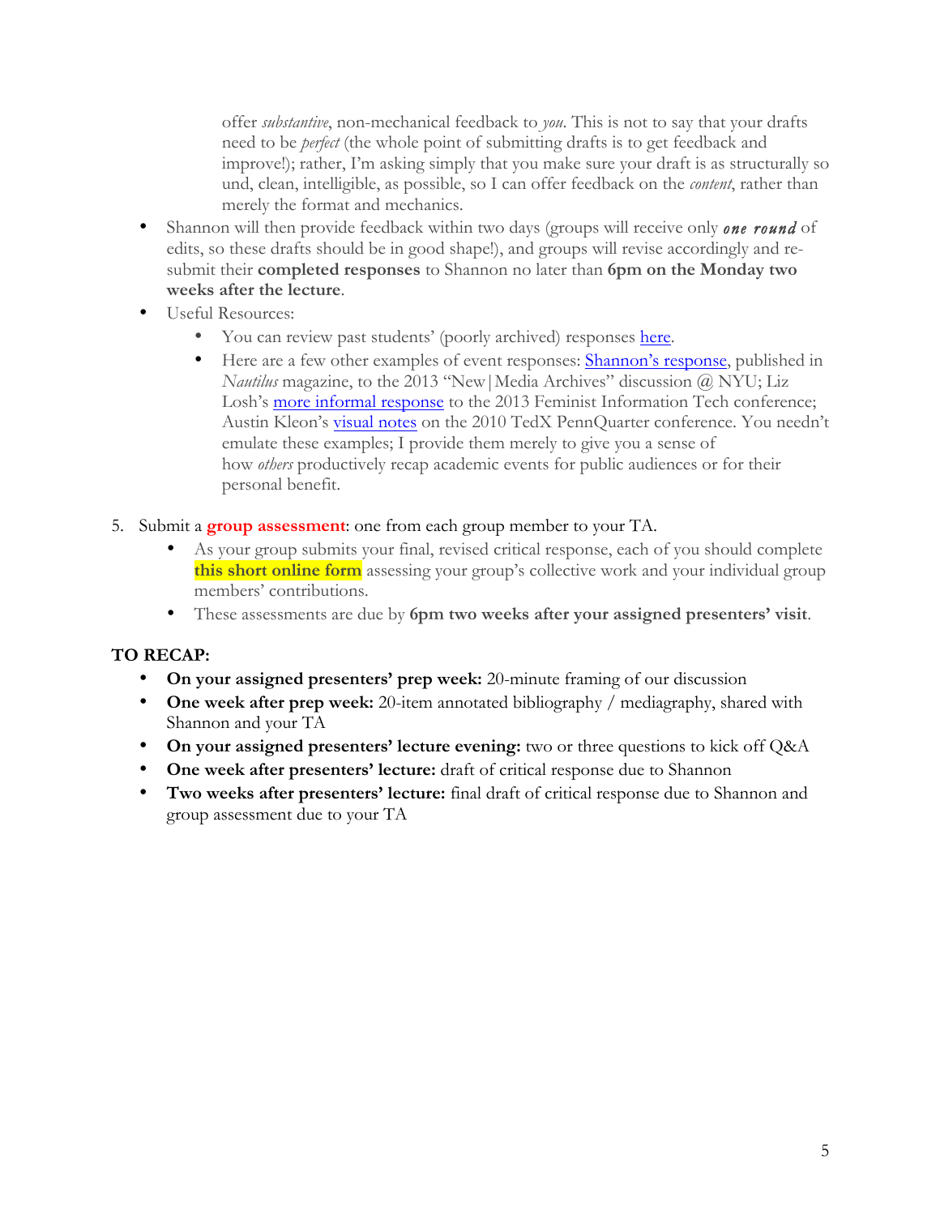offer *substantive*, non-mechanical feedback to *you*. This is not to say that your drafts need to be *perfect* (the whole point of submitting drafts is to get feedback and improve!); rather, I'm asking simply that you make sure your draft is as structurally so und, clean, intelligible, as possible, so I can offer feedback on the *content*, rather than merely the format and mechanics.

- Shannon will then provide feedback within two days (groups will receive only ***one round*** of edits, so these drafts should be in good shape!), and groups will revise accordingly and re-submit their **completed responses** to Shannon no later than **6pm on the Monday two weeks after the lecture**.
- Useful Resources:
    - You can review past students' (poorly archived) responses here.
    - Here are a few other examples of event responses: Shannon's response, published in *Nautilus* magazine, to the 2013 "New|Media Archives" discussion @ NYU; Liz Losh's more informal response to the 2013 Feminist Information Tech conference; Austin Kleon's visual notes on the 2010 TedX PennQuarter conference. You needn't emulate these examples; I provide them merely to give you a sense of how *others* productively recap academic events for public audiences or for their personal benefit.

5. Submit a **group assessment**: one from each group member to your TA.
    - As your group submits your final, revised critical response, each of you should complete **this short online form** assessing your group's collective work and your individual group members' contributions.
    - These assessments are due by **6pm two weeks after your assigned presenters' visit**.

**TO RECAP:**

- **On your assigned presenters' prep week:** 20-minute framing of our discussion
- **One week after prep week:** 20-item annotated bibliography / mediagraphy, shared with Shannon and your TA
- **On your assigned presenters' lecture evening:** two or three questions to kick off Q&A
- **One week after presenters' lecture:** draft of critical response due to Shannon
- **Two weeks after presenters' lecture:** final draft of critical response due to Shannon and group assessment due to your TA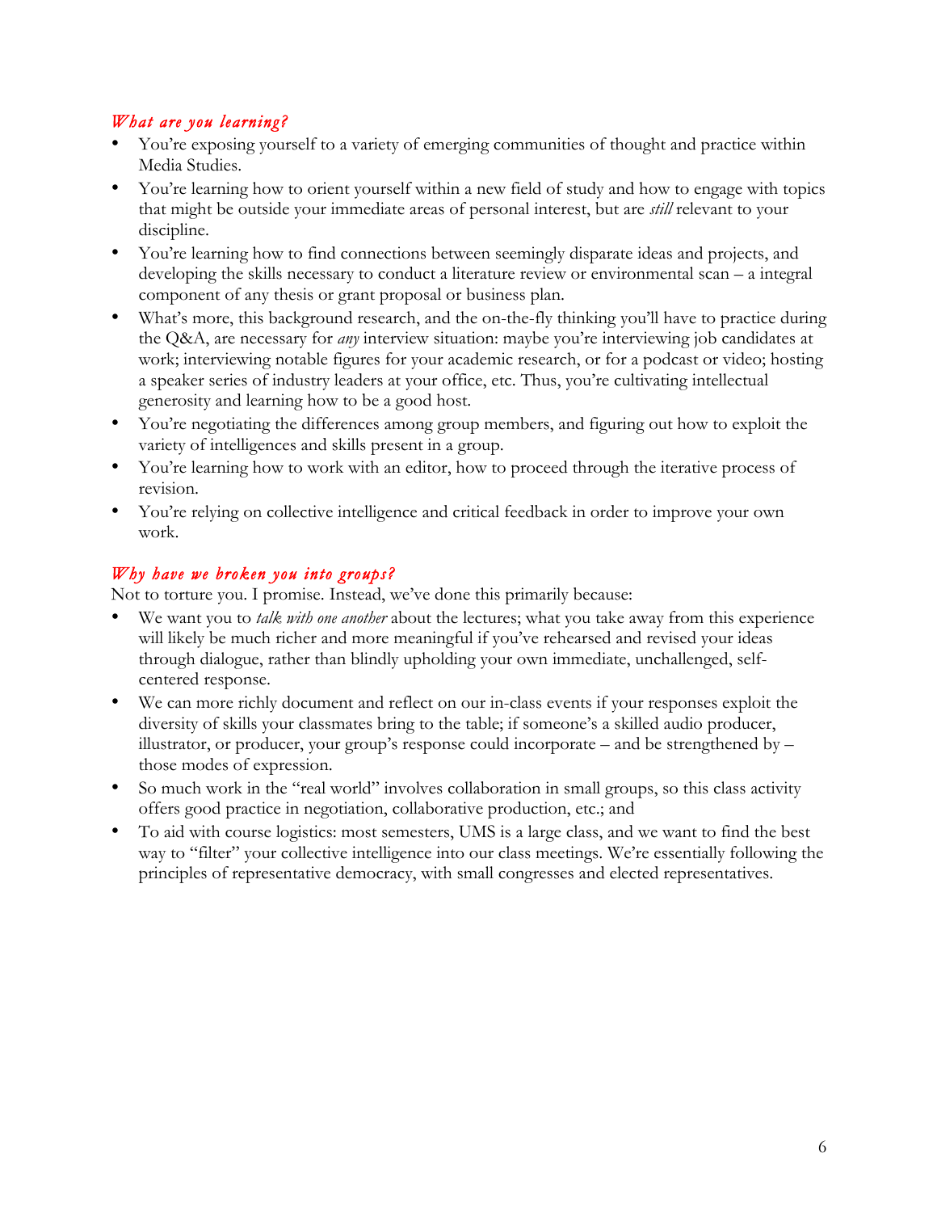### *What are you learning?*

- You're exposing yourself to a variety of emerging communities of thought and practice within Media Studies.
- You're learning how to orient yourself within a new field of study and how to engage with topics that might be outside your immediate areas of personal interest, but are *still* relevant to your discipline.
- You're learning how to find connections between seemingly disparate ideas and projects, and developing the skills necessary to conduct a literature review or environmental scan – a integral component of any thesis or grant proposal or business plan.
- What's more, this background research, and the on-the-fly thinking you'll have to practice during the Q&A, are necessary for *any* interview situation: maybe you're interviewing job candidates at work; interviewing notable figures for your academic research, or for a podcast or video; hosting a speaker series of industry leaders at your office, etc. Thus, you're cultivating intellectual generosity and learning how to be a good host.
- You're negotiating the differences among group members, and figuring out how to exploit the variety of intelligences and skills present in a group.
- You're learning how to work with an editor, how to proceed through the iterative process of revision.
- You're relying on collective intelligence and critical feedback in order to improve your own work.

### *Why have we broken you into groups?*

Not to torture you. I promise. Instead, we've done this primarily because:

- We want you to *talk with one another* about the lectures; what you take away from this experience will likely be much richer and more meaningful if you've rehearsed and revised your ideas through dialogue, rather than blindly upholding your own immediate, unchallenged, self-centered response.
- We can more richly document and reflect on our in-class events if your responses exploit the diversity of skills your classmates bring to the table; if someone's a skilled audio producer, illustrator, or producer, your group's response could incorporate – and be strengthened by – those modes of expression.
- So much work in the "real world" involves collaboration in small groups, so this class activity offers good practice in negotiation, collaborative production, etc.; and
- To aid with course logistics: most semesters, UMS is a large class, and we want to find the best way to "filter" your collective intelligence into our class meetings. We're essentially following the principles of representative democracy, with small congresses and elected representatives.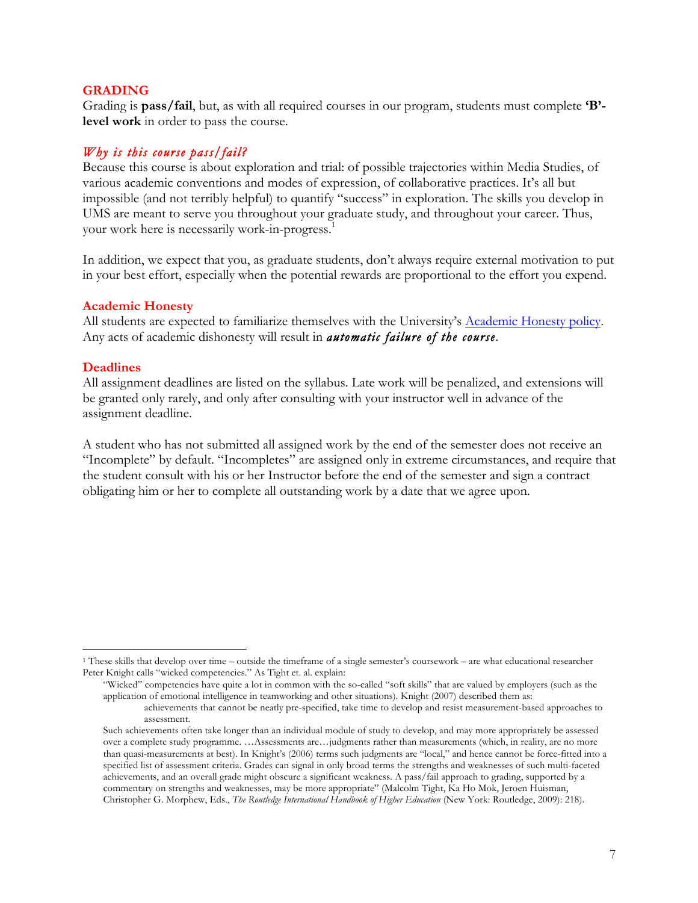## GRADING

Grading is **pass/fail**, but, as with all required courses in our program, students must complete **'B'-level work** in order to pass the course.

### *Why is this course pass/fail?*

Because this course is about exploration and trial: of possible trajectories within Media Studies, of various academic conventions and modes of expression, of collaborative practices. It's all but impossible (and not terribly helpful) to quantify "success" in exploration. The skills you develop in UMS are meant to serve you throughout your graduate study, and throughout your career. Thus, your work here is necessarily work-in-progress.[1]

In addition, we expect that you, as graduate students, don't always require external motivation to put in your best effort, especially when the potential rewards are proportional to the effort you expend.

### Academic Honesty

All students are expected to familiarize themselves with the University's [Academic Honesty policy](). Any acts of academic dishonesty will result in ***automatic failure of the course***.

### Deadlines

All assignment deadlines are listed on the syllabus. Late work will be penalized, and extensions will be granted only rarely, and only after consulting with your instructor well in advance of the assignment deadline.

A student who has not submitted all assigned work by the end of the semester does not receive an "Incomplete" by default. "Incompletes" are assigned only in extreme circumstances, and require that the student consult with his or her Instructor before the end of the semester and sign a contract obligating him or her to complete all outstanding work by a date that we agree upon.

---

[1] These skills that develop over time – outside the timeframe of a single semester's coursework – are what educational researcher Peter Knight calls "wicked competencies." As Tight et. al. explain:

> "Wicked" competencies have quite a lot in common with the so-called "soft skills" that are valued by employers (such as the application of emotional intelligence in teamworking and other situations). Knight (2007) described them as:
>
> > achievements that cannot be neatly pre-specified, take time to develop and resist measurement-based approaches to assessment.
>
> Such achievements often take longer than an individual module of study to develop, and may more appropriately be assessed over a complete study programme. …Assessments are…judgments rather than measurements (which, in reality, are no more than quasi-measurements at best). In Knight's (2006) terms such judgments are "local," and hence cannot be force-fitted into a specified list of assessment criteria. Grades can signal in only broad terms the strengths and weaknesses of such multi-faceted achievements, and an overall grade might obscure a significant weakness. A pass/fail approach to grading, supported by a commentary on strengths and weaknesses, may be more appropriate" (Malcolm Tight, Ka Ho Mok, Jeroen Huisman, Christopher G. Morphew, Eds., *The Routledge International Handbook of Higher Education* (New York: Routledge, 2009): 218).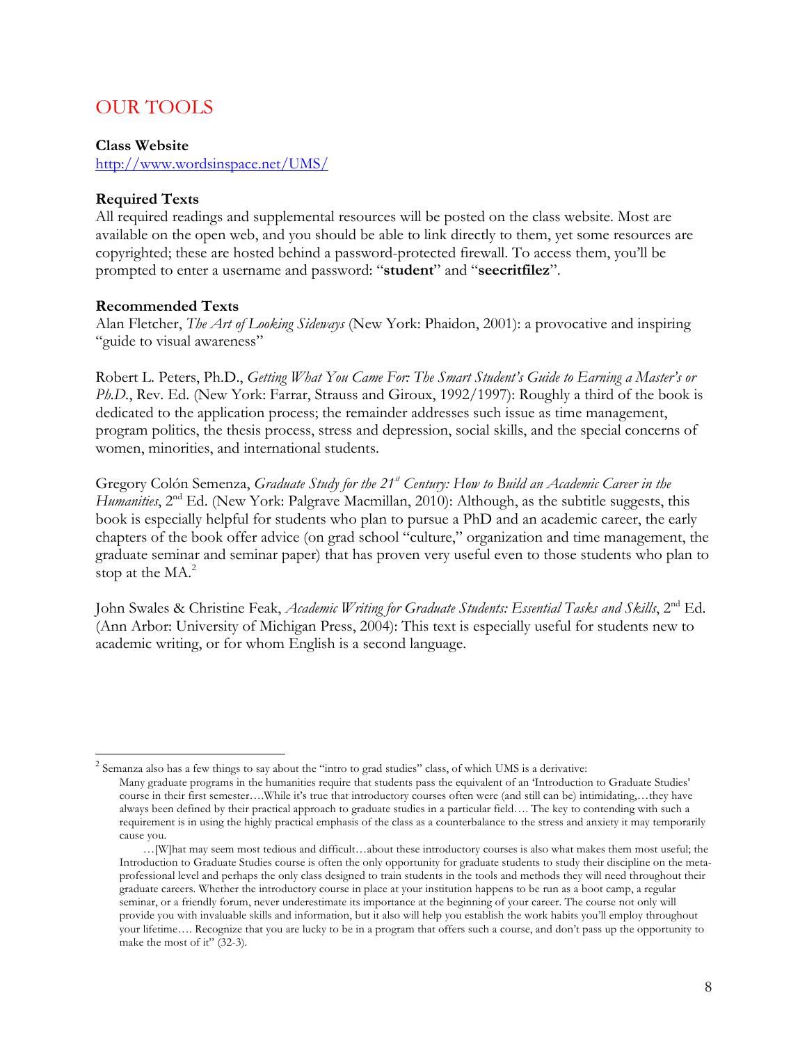## OUR TOOLS

**Class Website**
http://www.wordsinspace.net/UMS/

**Required Texts**
All required readings and supplemental resources will be posted on the class website. Most are available on the open web, and you should be able to link directly to them, yet some resources are copyrighted; these are hosted behind a password-protected firewall. To access them, you'll be prompted to enter a username and password: "**student**" and "**seecritfilez**".

**Recommended Texts**
Alan Fletcher, *The Art of Looking Sideways* (New York: Phaidon, 2001): a provocative and inspiring "guide to visual awareness"

Robert L. Peters, Ph.D., *Getting What You Came For: The Smart Student's Guide to Earning a Master's or Ph.D.*, Rev. Ed. (New York: Farrar, Strauss and Giroux, 1992/1997): Roughly a third of the book is dedicated to the application process; the remainder addresses such issue as time management, program politics, the thesis process, stress and depression, social skills, and the special concerns of women, minorities, and international students.

Gregory Colón Semenza, *Graduate Study for the 21st Century: How to Build an Academic Career in the Humanities*, 2nd Ed. (New York: Palgrave Macmillan, 2010): Although, as the subtitle suggests, this book is especially helpful for students who plan to pursue a PhD and an academic career, the early chapters of the book offer advice (on grad school "culture," organization and time management, the graduate seminar and seminar paper) that has proven very useful even to those students who plan to stop at the MA.[2]

John Swales & Christine Feak, *Academic Writing for Graduate Students: Essential Tasks and Skills*, 2nd Ed. (Ann Arbor: University of Michigan Press, 2004): This text is especially useful for students new to academic writing, or for whom English is a second language.

---

[2] Semanza also has a few things to say about the "intro to grad studies" class, of which UMS is a derivative:

> Many graduate programs in the humanities require that students pass the equivalent of an 'Introduction to Graduate Studies' course in their first semester….While it's true that introductory courses often were (and still can be) intimidating,…they have always been defined by their practical approach to graduate studies in a particular field…. The key to contending with such a requirement is in using the highly practical emphasis of the class as a counterbalance to the stress and anxiety it may temporarily cause you.
>
> …[W]hat may seem most tedious and difficult…about these introductory courses is also what makes them most useful; the Introduction to Graduate Studies course is often the only opportunity for graduate students to study their discipline on the meta-professional level and perhaps the only class designed to train students in the tools and methods they will need throughout their graduate careers. Whether the introductory course in place at your institution happens to be run as a boot camp, a regular seminar, or a friendly forum, never underestimate its importance at the beginning of your career. The course not only will provide you with invaluable skills and information, but it also will help you establish the work habits you'll employ throughout your lifetime…. Recognize that you are lucky to be in a program that offers such a course, and don't pass up the opportunity to make the most of it" (32-3).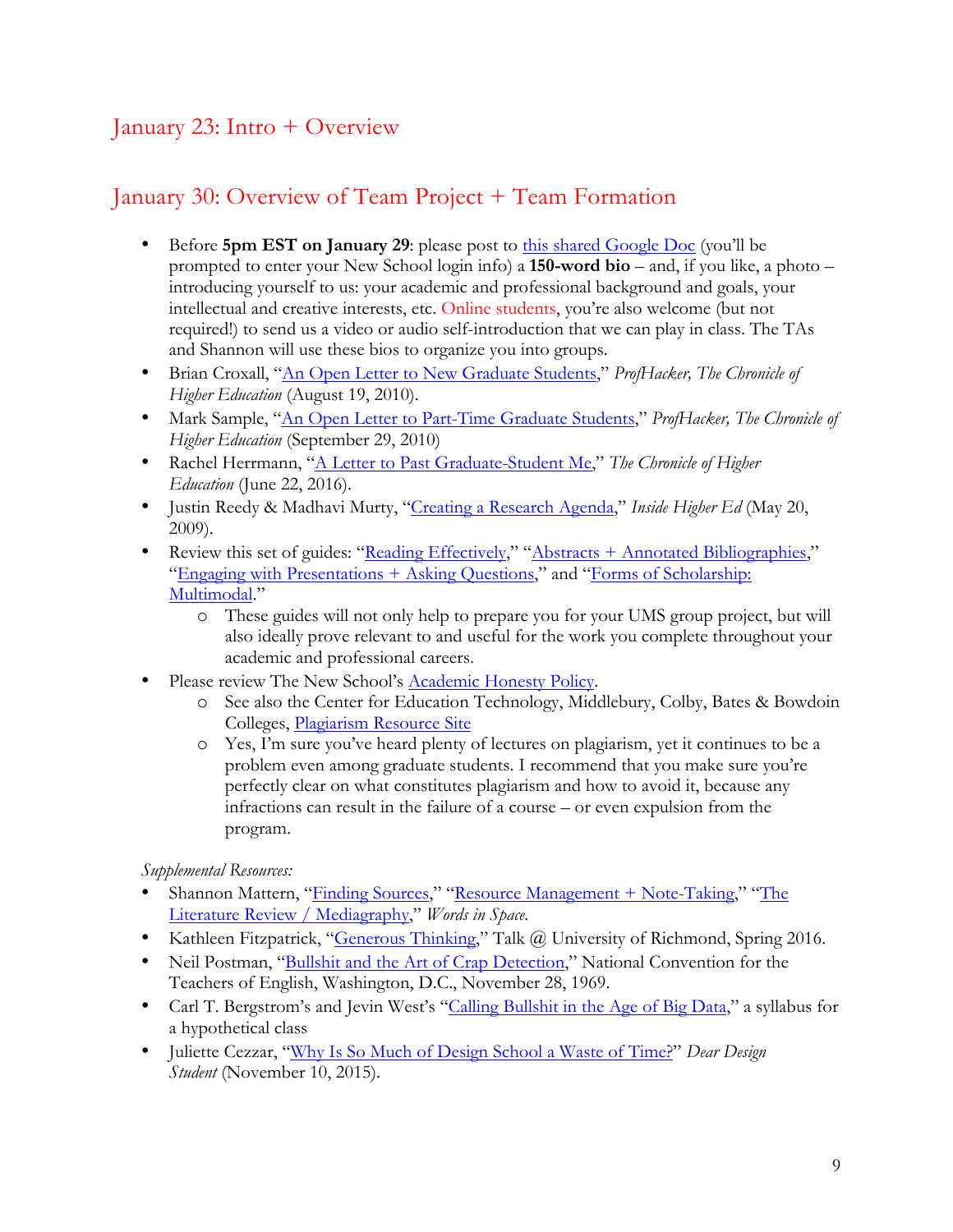## January 23: Intro + Overview

## January 30: Overview of Team Project + Team Formation

- Before **5pm EST on January 29**: please post to this shared Google Doc (you'll be prompted to enter your New School login info) a **150-word bio** – and, if you like, a photo – introducing yourself to us: your academic and professional background and goals, your intellectual and creative interests, etc. Online students, you're also welcome (but not required!) to send us a video or audio self-introduction that we can play in class. The TAs and Shannon will use these bios to organize you into groups.
- Brian Croxall, "An Open Letter to New Graduate Students," *ProfHacker, The Chronicle of Higher Education* (August 19, 2010).
- Mark Sample, "An Open Letter to Part-Time Graduate Students," *ProfHacker, The Chronicle of Higher Education* (September 29, 2010)
- Rachel Herrmann, "A Letter to Past Graduate-Student Me," *The Chronicle of Higher Education* (June 22, 2016).
- Justin Reedy & Madhavi Murty, "Creating a Research Agenda," *Inside Higher Ed* (May 20, 2009).
- Review this set of guides: "Reading Effectively," "Abstracts + Annotated Bibliographies," "Engaging with Presentations + Asking Questions," and "Forms of Scholarship: Multimodal."
  - These guides will not only help to prepare you for your UMS group project, but will also ideally prove relevant to and useful for the work you complete throughout your academic and professional careers.
- Please review The New School's Academic Honesty Policy.
  - See also the Center for Education Technology, Middlebury, Colby, Bates & Bowdoin Colleges, Plagiarism Resource Site
  - Yes, I'm sure you've heard plenty of lectures on plagiarism, yet it continues to be a problem even among graduate students. I recommend that you make sure you're perfectly clear on what constitutes plagiarism and how to avoid it, because any infractions can result in the failure of a course – or even expulsion from the program.

*Supplemental Resources:*

- Shannon Mattern, "Finding Sources," "Resource Management + Note-Taking," "The Literature Review / Mediagraphy," *Words in Space.*
- Kathleen Fitzpatrick, "Generous Thinking," Talk @ University of Richmond, Spring 2016.
- Neil Postman, "Bullshit and the Art of Crap Detection," National Convention for the Teachers of English, Washington, D.C., November 28, 1969.
- Carl T. Bergstrom's and Jevin West's "Calling Bullshit in the Age of Big Data," a syllabus for a hypothetical class
- Juliette Cezzar, "Why Is So Much of Design School a Waste of Time?" *Dear Design Student* (November 10, 2015).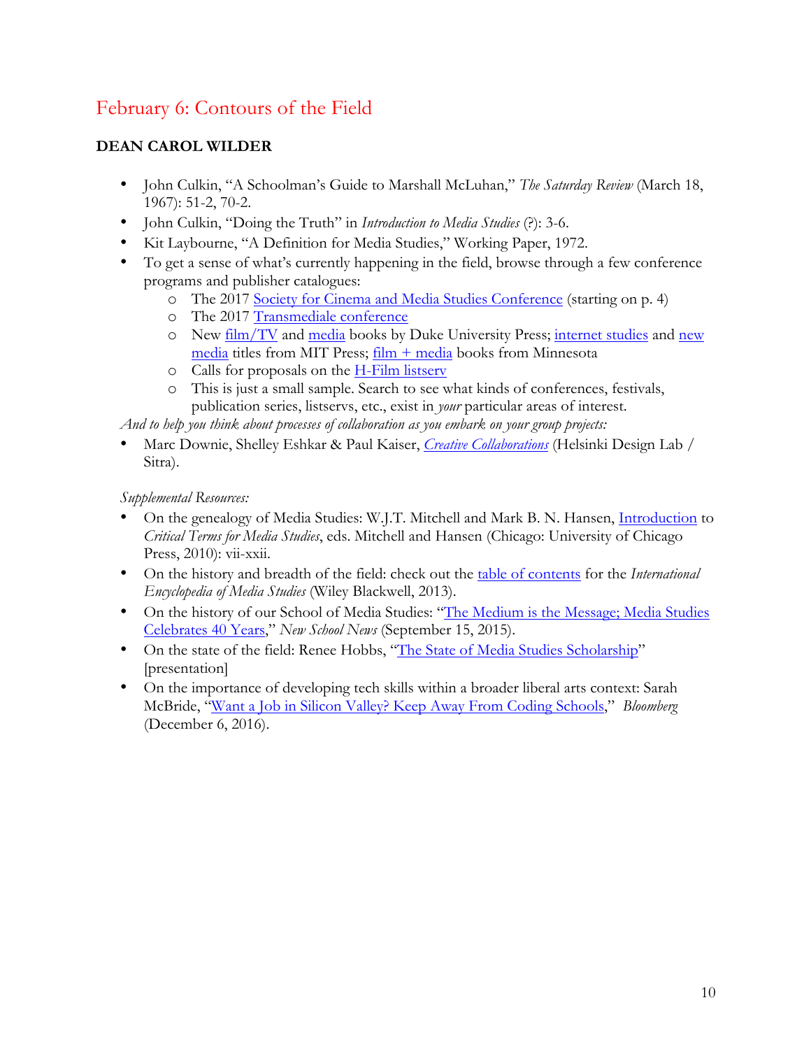## February 6: Contours of the Field

**DEAN CAROL WILDER**

- John Culkin, "A Schoolman's Guide to Marshall McLuhan," *The Saturday Review* (March 18, 1967): 51-2, 70-2.
- John Culkin, "Doing the Truth" in *Introduction to Media Studies* (?): 3-6.
- Kit Laybourne, "A Definition for Media Studies," Working Paper, 1972.
- To get a sense of what's currently happening in the field, browse through a few conference programs and publisher catalogues:
  - The 2017 Society for Cinema and Media Studies Conference (starting on p. 4)
  - The 2017 Transmediale conference
  - New film/TV and media books by Duke University Press; internet studies and new media titles from MIT Press; film + media books from Minnesota
  - Calls for proposals on the H-Film listserv
  - This is just a small sample. Search to see what kinds of conferences, festivals, publication series, listservs, etc., exist in *your* particular areas of interest.

*And to help you think about processes of collaboration as you embark on your group projects:*

- Marc Downie, Shelley Eshkar & Paul Kaiser, *Creative Collaborations* (Helsinki Design Lab / Sitra).

*Supplemental Resources:*

- On the genealogy of Media Studies: W.J.T. Mitchell and Mark B. N. Hansen, Introduction to *Critical Terms for Media Studies*, eds. Mitchell and Hansen (Chicago: University of Chicago Press, 2010): vii-xxii.
- On the history and breadth of the field: check out the table of contents for the *International Encyclopedia of Media Studies* (Wiley Blackwell, 2013).
- On the history of our School of Media Studies: "The Medium is the Message; Media Studies Celebrates 40 Years," *New School News* (September 15, 2015).
- On the state of the field: Renee Hobbs, "The State of Media Studies Scholarship" [presentation]
- On the importance of developing tech skills within a broader liberal arts context: Sarah McBride, "Want a Job in Silicon Valley? Keep Away From Coding Schools," *Bloomberg* (December 6, 2016).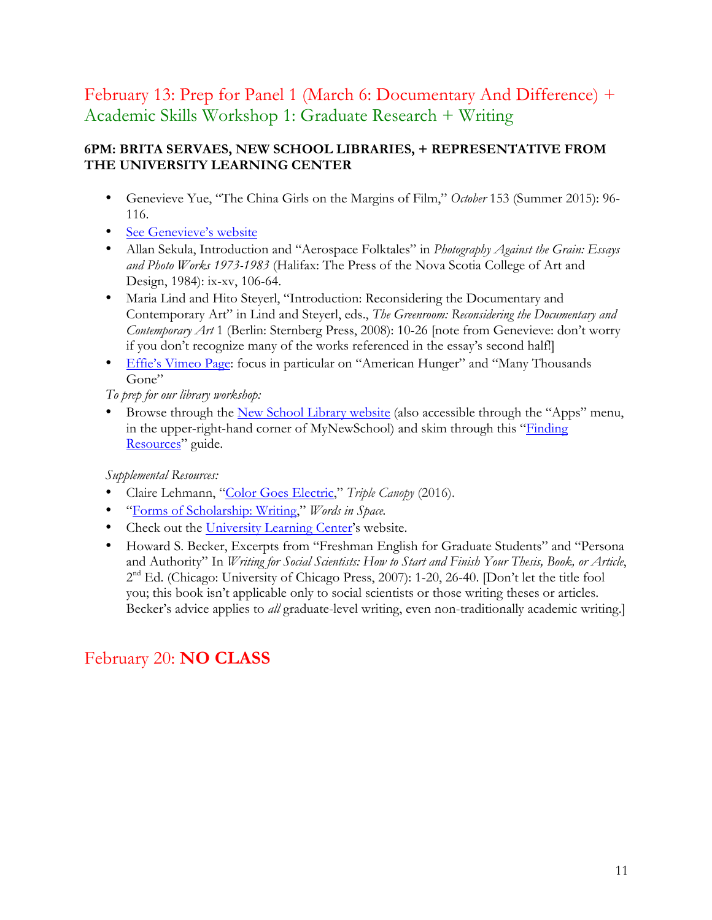## February 13: Prep for Panel 1 (March 6: Documentary And Difference) + Academic Skills Workshop 1: Graduate Research + Writing

**6PM: BRITA SERVAES, NEW SCHOOL LIBRARIES, + REPRESENTATIVE FROM THE UNIVERSITY LEARNING CENTER**

- Genevieve Yue, "The China Girls on the Margins of Film," *October* 153 (Summer 2015): 96-116.
- See Genevieve's website
- Allan Sekula, Introduction and "Aerospace Folktales" in *Photography Against the Grain: Essays and Photo Works 1973-1983* (Halifax: The Press of the Nova Scotia College of Art and Design, 1984): ix-xv, 106-64.
- Maria Lind and Hito Steyerl, "Introduction: Reconsidering the Documentary and Contemporary Art" in Lind and Steyerl, eds., *The Greenroom: Reconsidering the Documentary and Contemporary Art* 1 (Berlin: Sternberg Press, 2008): 10-26 [note from Genevieve: don't worry if you don't recognize many of the works referenced in the essay's second half!]
- Effie's Vimeo Page: focus in particular on "American Hunger" and "Many Thousands Gone"

*To prep for our library workshop:*

- Browse through the New School Library website (also accessible through the "Apps" menu, in the upper-right-hand corner of MyNewSchool) and skim through this "Finding Resources" guide.

*Supplemental Resources:*

- Claire Lehmann, "Color Goes Electric," *Triple Canopy* (2016).
- "Forms of Scholarship: Writing," *Words in Space.*
- Check out the University Learning Center's website.
- Howard S. Becker, Excerpts from "Freshman English for Graduate Students" and "Persona and Authority" In *Writing for Social Scientists: How to Start and Finish Your Thesis, Book, or Article*, 2nd Ed. (Chicago: University of Chicago Press, 2007): 1-20, 26-40. [Don't let the title fool you; this book isn't applicable only to social scientists or those writing theses or articles. Becker's advice applies to *all* graduate-level writing, even non-traditionally academic writing.]

## February 20: **NO CLASS**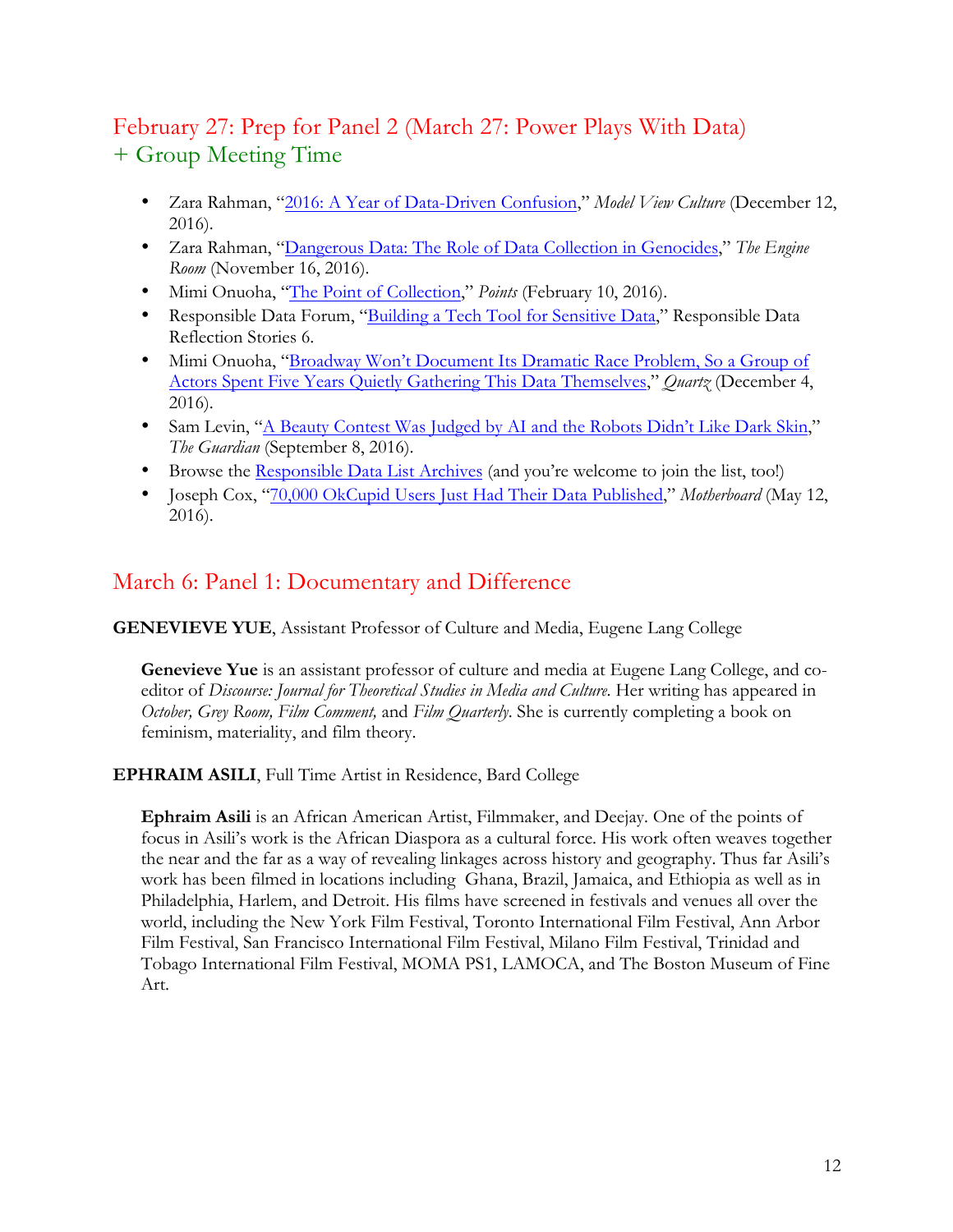## February 27: Prep for Panel 2 (March 27: Power Plays With Data) + Group Meeting Time

- Zara Rahman, "2016: A Year of Data-Driven Confusion," *Model View Culture* (December 12, 2016).
- Zara Rahman, "Dangerous Data: The Role of Data Collection in Genocides," *The Engine Room* (November 16, 2016).
- Mimi Onuoha, "The Point of Collection," *Points* (February 10, 2016).
- Responsible Data Forum, "Building a Tech Tool for Sensitive Data," Responsible Data Reflection Stories 6.
- Mimi Onuoha, "Broadway Won't Document Its Dramatic Race Problem, So a Group of Actors Spent Five Years Quietly Gathering This Data Themselves," *Quartz* (December 4, 2016).
- Sam Levin, "A Beauty Contest Was Judged by AI and the Robots Didn't Like Dark Skin," *The Guardian* (September 8, 2016).
- Browse the Responsible Data List Archives (and you're welcome to join the list, too!)
- Joseph Cox, "70,000 OkCupid Users Just Had Their Data Published," *Motherboard* (May 12, 2016).

## March 6: Panel 1: Documentary and Difference

**GENEVIEVE YUE**, Assistant Professor of Culture and Media, Eugene Lang College

**Genevieve Yue** is an assistant professor of culture and media at Eugene Lang College, and co-editor of *Discourse: Journal for Theoretical Studies in Media and Culture*. Her writing has appeared in *October, Grey Room, Film Comment,* and *Film Quarterly*. She is currently completing a book on feminism, materiality, and film theory.

**EPHRAIM ASILI**, Full Time Artist in Residence, Bard College

**Ephraim Asili** is an African American Artist, Filmmaker, and Deejay. One of the points of focus in Asili's work is the African Diaspora as a cultural force. His work often weaves together the near and the far as a way of revealing linkages across history and geography. Thus far Asili's work has been filmed in locations including Ghana, Brazil, Jamaica, and Ethiopia as well as in Philadelphia, Harlem, and Detroit. His films have screened in festivals and venues all over the world, including the New York Film Festival, Toronto International Film Festival, Ann Arbor Film Festival, San Francisco International Film Festival, Milano Film Festival, Trinidad and Tobago International Film Festival, MOMA PS1, LAMOCA, and The Boston Museum of Fine Art.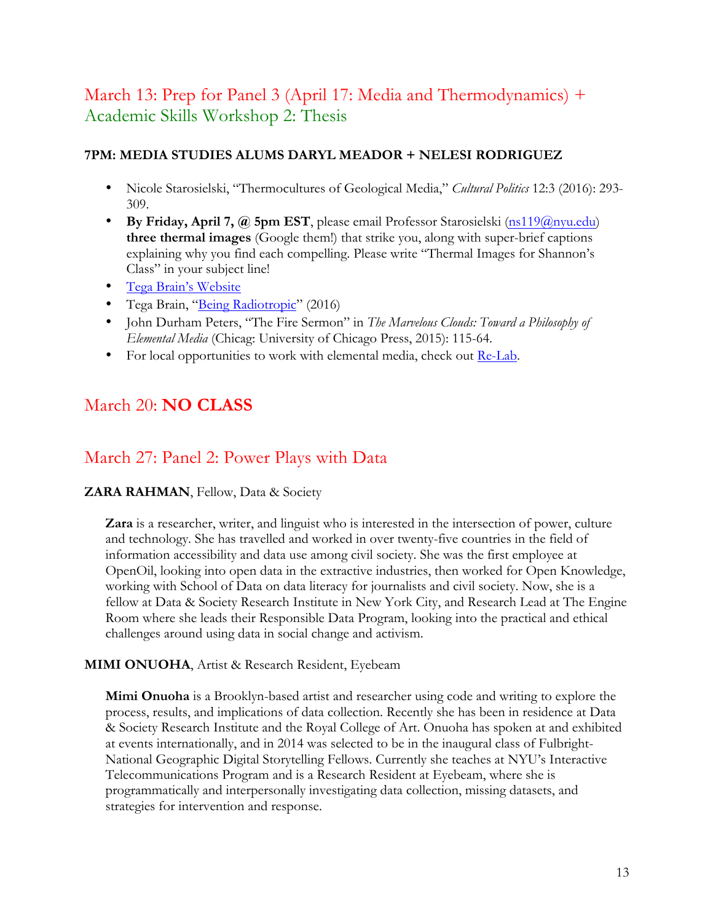## March 13: Prep for Panel 3 (April 17: Media and Thermodynamics) + Academic Skills Workshop 2: Thesis

**7PM: MEDIA STUDIES ALUMS DARYL MEADOR + NELESI RODRIGUEZ**

- Nicole Starosielski, "Thermocultures of Geological Media," *Cultural Politics* 12:3 (2016): 293-309.
- **By Friday, April 7, @ 5pm EST**, please email Professor Starosielski (ns119@nyu.edu) **three thermal images** (Google them!) that strike you, along with super-brief captions explaining why you find each compelling. Please write "Thermal Images for Shannon's Class" in your subject line!
- Tega Brain's Website
- Tega Brain, "Being Radiotropic" (2016)
- John Durham Peters, "The Fire Sermon" in *The Marvelous Clouds: Toward a Philosophy of Elemental Media* (Chicag: University of Chicago Press, 2015): 115-64.
- For local opportunities to work with elemental media, check out Re-Lab.

## March 20: **NO CLASS**

## March 27: Panel 2: Power Plays with Data

**ZARA RAHMAN**, Fellow, Data & Society

**Zara** is a researcher, writer, and linguist who is interested in the intersection of power, culture and technology. She has travelled and worked in over twenty-five countries in the field of information accessibility and data use among civil society. She was the first employee at OpenOil, looking into open data in the extractive industries, then worked for Open Knowledge, working with School of Data on data literacy for journalists and civil society. Now, she is a fellow at Data & Society Research Institute in New York City, and Research Lead at The Engine Room where she leads their Responsible Data Program, looking into the practical and ethical challenges around using data in social change and activism.

**MIMI ONUOHA**, Artist & Research Resident, Eyebeam

**Mimi Onuoha** is a Brooklyn-based artist and researcher using code and writing to explore the process, results, and implications of data collection. Recently she has been in residence at Data & Society Research Institute and the Royal College of Art. Onuoha has spoken at and exhibited at events internationally, and in 2014 was selected to be in the inaugural class of Fulbright-National Geographic Digital Storytelling Fellows. Currently she teaches at NYU's Interactive Telecommunications Program and is a Research Resident at Eyebeam, where she is programmatically and interpersonally investigating data collection, missing datasets, and strategies for intervention and response.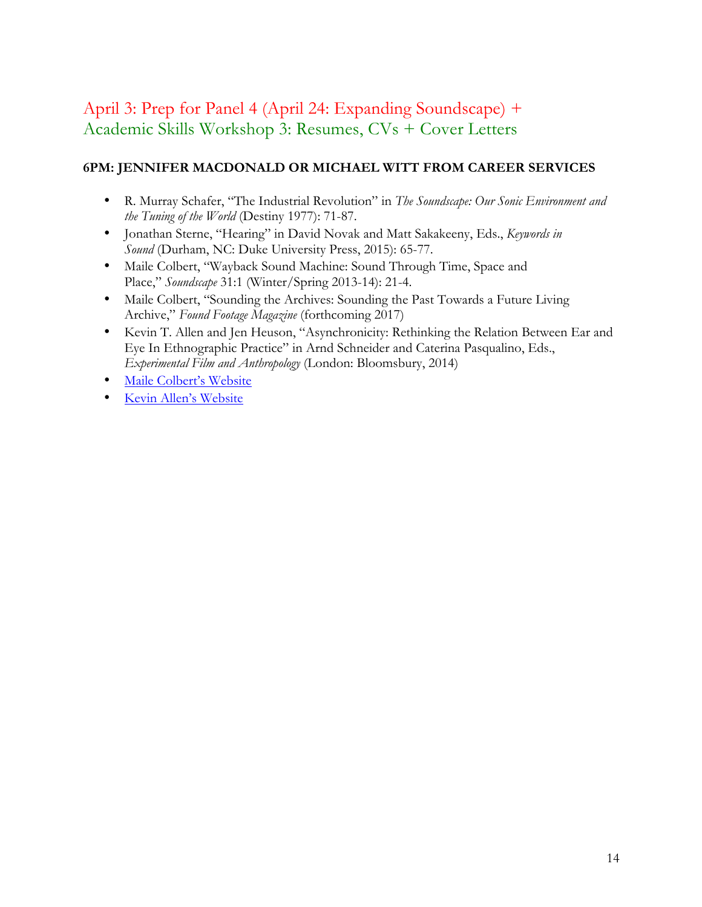## April 3: Prep for Panel 4 (April 24: Expanding Soundscape) + Academic Skills Workshop 3: Resumes, CVs + Cover Letters

**6PM: JENNIFER MACDONALD OR MICHAEL WITT FROM CAREER SERVICES**

- R. Murray Schafer, "The Industrial Revolution" in *The Soundscape: Our Sonic Environment and the Tuning of the World* (Destiny 1977): 71-87.
- Jonathan Sterne, "Hearing" in David Novak and Matt Sakakeeny, Eds., *Keywords in Sound* (Durham, NC: Duke University Press, 2015): 65-77.
- Maile Colbert, "Wayback Sound Machine: Sound Through Time, Space and Place," *Soundscape* 31:1 (Winter/Spring 2013-14): 21-4.
- Maile Colbert, "Sounding the Archives: Sounding the Past Towards a Future Living Archive," *Found Footage Magazine* (forthcoming 2017)
- Kevin T. Allen and Jen Heuson, "Asynchronicity: Rethinking the Relation Between Ear and Eye In Ethnographic Practice" in Arnd Schneider and Caterina Pasqualino, Eds., *Experimental Film and Anthropology* (London: Bloomsbury, 2014)
- Maile Colbert's Website
- Kevin Allen's Website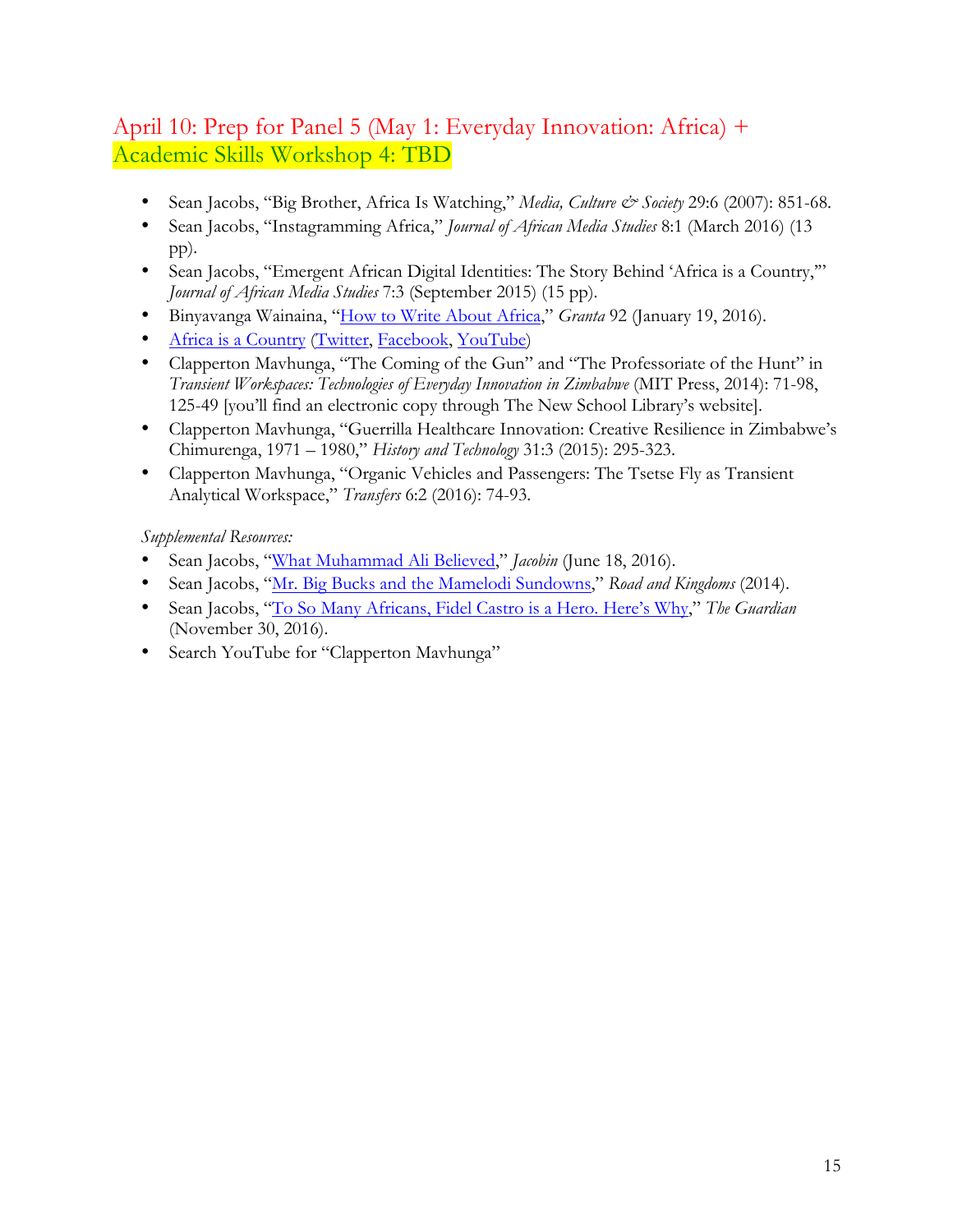## April 10: Prep for Panel 5 (May 1: Everyday Innovation: Africa) + Academic Skills Workshop 4: TBD

- Sean Jacobs, "Big Brother, Africa Is Watching," *Media, Culture & Society* 29:6 (2007): 851-68.
- Sean Jacobs, "Instagramming Africa," *Journal of African Media Studies* 8:1 (March 2016) (13 pp).
- Sean Jacobs, "Emergent African Digital Identities: The Story Behind 'Africa is a Country,'" *Journal of African Media Studies* 7:3 (September 2015) (15 pp).
- Binyavanga Wainaina, "How to Write About Africa," *Granta* 92 (January 19, 2016).
- Africa is a Country (Twitter, Facebook, YouTube)
- Clapperton Mavhunga, "The Coming of the Gun" and "The Professoriate of the Hunt" in *Transient Workspaces: Technologies of Everyday Innovation in Zimbabwe* (MIT Press, 2014): 71-98, 125-49 [you'll find an electronic copy through The New School Library's website].
- Clapperton Mavhunga, "Guerrilla Healthcare Innovation: Creative Resilience in Zimbabwe's Chimurenga, 1971 – 1980," *History and Technology* 31:3 (2015): 295-323.
- Clapperton Mavhunga, "Organic Vehicles and Passengers: The Tsetse Fly as Transient Analytical Workspace," *Transfers* 6:2 (2016): 74-93.

*Supplemental Resources:*

- Sean Jacobs, "What Muhammad Ali Believed," *Jacobin* (June 18, 2016).
- Sean Jacobs, "Mr. Big Bucks and the Mamelodi Sundowns," *Road and Kingdoms* (2014).
- Sean Jacobs, "To So Many Africans, Fidel Castro is a Hero. Here's Why," *The Guardian* (November 30, 2016).
- Search YouTube for "Clapperton Mavhunga"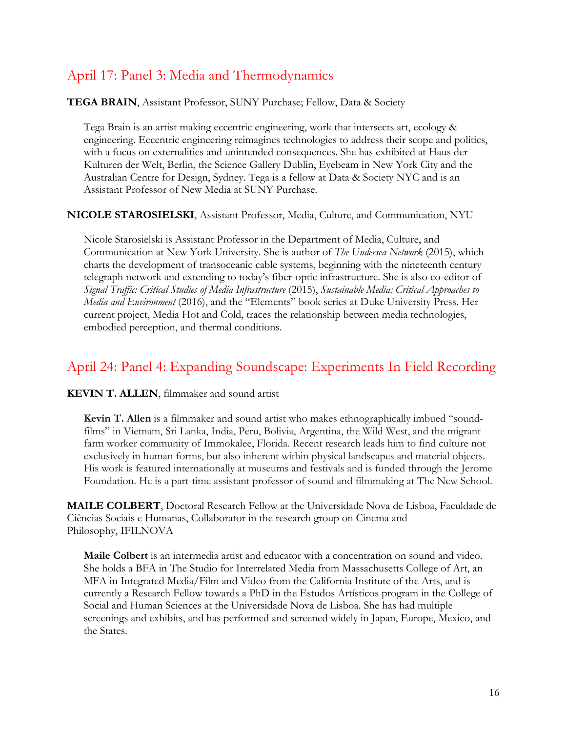## April 17: Panel 3: Media and Thermodynamics

**TEGA BRAIN**, Assistant Professor, SUNY Purchase; Fellow, Data & Society

Tega Brain is an artist making eccentric engineering, work that intersects art, ecology & engineering. Eccentric engineering reimagines technologies to address their scope and politics, with a focus on externalities and unintended consequences. She has exhibited at Haus der Kulturen der Welt, Berlin, the Science Gallery Dublin, Eyebeam in New York City and the Australian Centre for Design, Sydney. Tega is a fellow at Data & Society NYC and is an Assistant Professor of New Media at SUNY Purchase.

**NICOLE STAROSIELSKI**, Assistant Professor, Media, Culture, and Communication, NYU

Nicole Starosielski is Assistant Professor in the Department of Media, Culture, and Communication at New York University. She is author of *The Undersea Network* (2015), which charts the development of transoceanic cable systems, beginning with the nineteenth century telegraph network and extending to today's fiber-optic infrastructure. She is also co-editor of *Signal Traffic: Critical Studies of Media Infrastructure* (2015), *Sustainable Media: Critical Approaches to Media and Environment* (2016), and the "Elements" book series at Duke University Press. Her current project, Media Hot and Cold, traces the relationship between media technologies, embodied perception, and thermal conditions.

## April 24: Panel 4: Expanding Soundscape: Experiments In Field Recording

**KEVIN T. ALLEN**, filmmaker and sound artist

**Kevin T. Allen** is a filmmaker and sound artist who makes ethnographically imbued "sound-films" in Vietnam, Sri Lanka, India, Peru, Bolivia, Argentina, the Wild West, and the migrant farm worker community of Immokalee, Florida. Recent research leads him to find culture not exclusively in human forms, but also inherent within physical landscapes and material objects. His work is featured internationally at museums and festivals and is funded through the Jerome Foundation. He is a part-time assistant professor of sound and filmmaking at The New School.

**MAILE COLBERT**, Doctoral Research Fellow at the Universidade Nova de Lisboa, Faculdade de Ciências Sociais e Humanas, Collaborator in the research group on Cinema and Philosophy, IFILNOVA

**Maile Colbert** is an intermedia artist and educator with a concentration on sound and video. She holds a BFA in The Studio for Interrelated Media from Massachusetts College of Art, an MFA in Integrated Media/Film and Video from the California Institute of the Arts, and is currently a Research Fellow towards a PhD in the Estudos Artísticos program in the College of Social and Human Sciences at the Universidade Nova de Lisboa. She has had multiple screenings and exhibits, and has performed and screened widely in Japan, Europe, Mexico, and the States.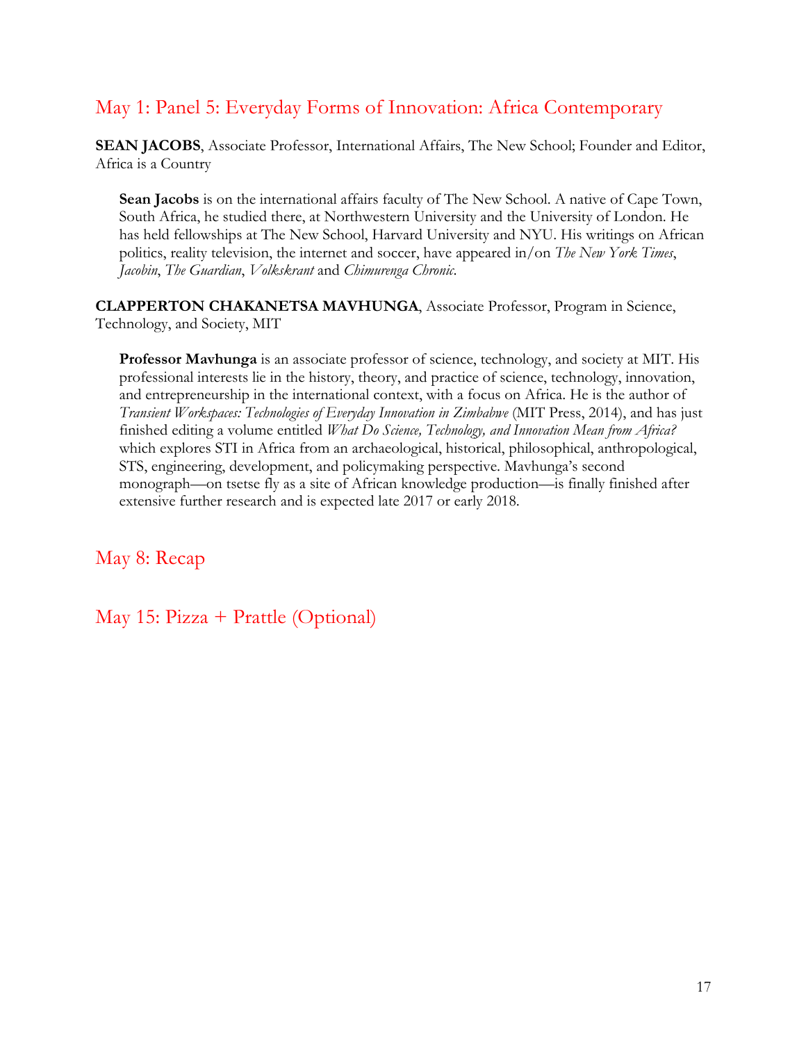## May 1: Panel 5: Everyday Forms of Innovation: Africa Contemporary

**SEAN JACOBS**, Associate Professor, International Affairs, The New School; Founder and Editor, Africa is a Country

> **Sean Jacobs** is on the international affairs faculty of The New School. A native of Cape Town, South Africa, he studied there, at Northwestern University and the University of London. He has held fellowships at The New School, Harvard University and NYU. His writings on African politics, reality television, the internet and soccer, have appeared in/on *The New York Times*, *Jacobin*, *The Guardian*, *Volkskrant* and *Chimurenga Chronic*.

**CLAPPERTON CHAKANETSA MAVHUNGA**, Associate Professor, Program in Science, Technology, and Society, MIT

> **Professor Mavhunga** is an associate professor of science, technology, and society at MIT. His professional interests lie in the history, theory, and practice of science, technology, innovation, and entrepreneurship in the international context, with a focus on Africa. He is the author of *Transient Workspaces: Technologies of Everyday Innovation in Zimbabwe* (MIT Press, 2014), and has just finished editing a volume entitled *What Do Science, Technology, and Innovation Mean from Africa?* which explores STI in Africa from an archaeological, historical, philosophical, anthropological, STS, engineering, development, and policymaking perspective. Mavhunga's second monograph—on tsetse fly as a site of African knowledge production—is finally finished after extensive further research and is expected late 2017 or early 2018.

## May 8: Recap

## May 15: Pizza + Prattle (Optional)